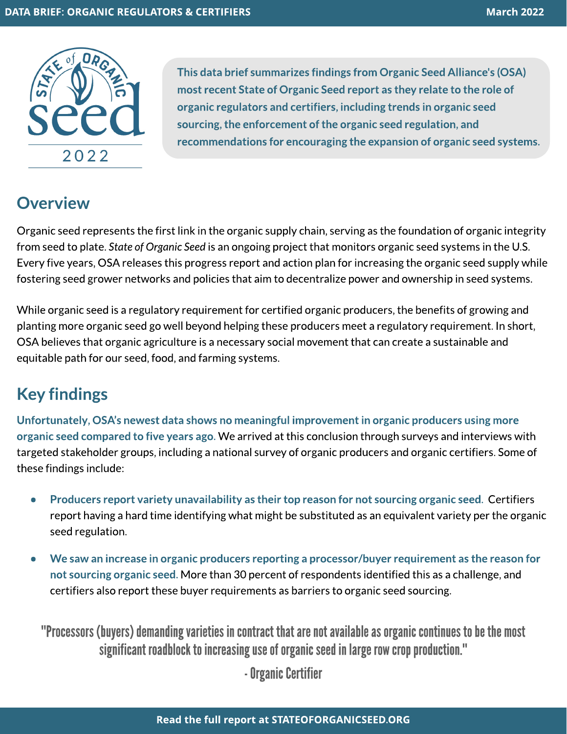DATA BRIEF: ORGANIC REGULATORS & CERTIFIERS

March 2022

STATE of ORGANIC seed 2022

**This data brief summarizes findings from Organic Seed Alliance's (OSA) most recent State of Organic Seed report as they relate to the role of organic regulators and certifiers, including trends in organic seed sourcing, the enforcement of the organic seed regulation, and recommendations for encouraging the expansion of organic seed systems.**

## Overview

Organic seed represents the first link in the organic supply chain, serving as the foundation of organic integrity from seed to plate. *State of Organic Seed* is an ongoing project that monitors organic seed systems in the U.S. Every five years, OSA releases this progress report and action plan for increasing the organic seed supply while fostering seed grower networks and policies that aim to decentralize power and ownership in seed systems.

While organic seed is a regulatory requirement for certified organic producers, the benefits of growing and planting more organic seed go well beyond helping these producers meet a regulatory requirement. In short, OSA believes that organic agriculture is a necessary social movement that can create a sustainable and equitable path for our seed, food, and farming systems.

## Key findings

**Unfortunately, OSA's newest data shows no meaningful improvement in organic producers using more organic seed compared to five years ago.** We arrived at this conclusion through surveys and interviews with targeted stakeholder groups, including a national survey of organic producers and organic certifiers. Some of these findings include:

- **Producers report variety unavailability as their top reason for not sourcing organic seed.** Certifiers report having a hard time identifying what might be substituted as an equivalent variety per the organic seed regulation.
- **We saw an increase in organic producers reporting a processor/buyer requirement as the reason for not sourcing organic seed.** More than 30 percent of respondents identified this as a challenge, and certifiers also report these buyer requirements as barriers to organic seed sourcing.

> "Processors (buyers) demanding varieties in contract that are not available as organic continues to be the most significant roadblock to increasing use of organic seed in large row crop production."
>
> \- Organic Certifier

Read the full report at STATEOFORGANICSEED.ORG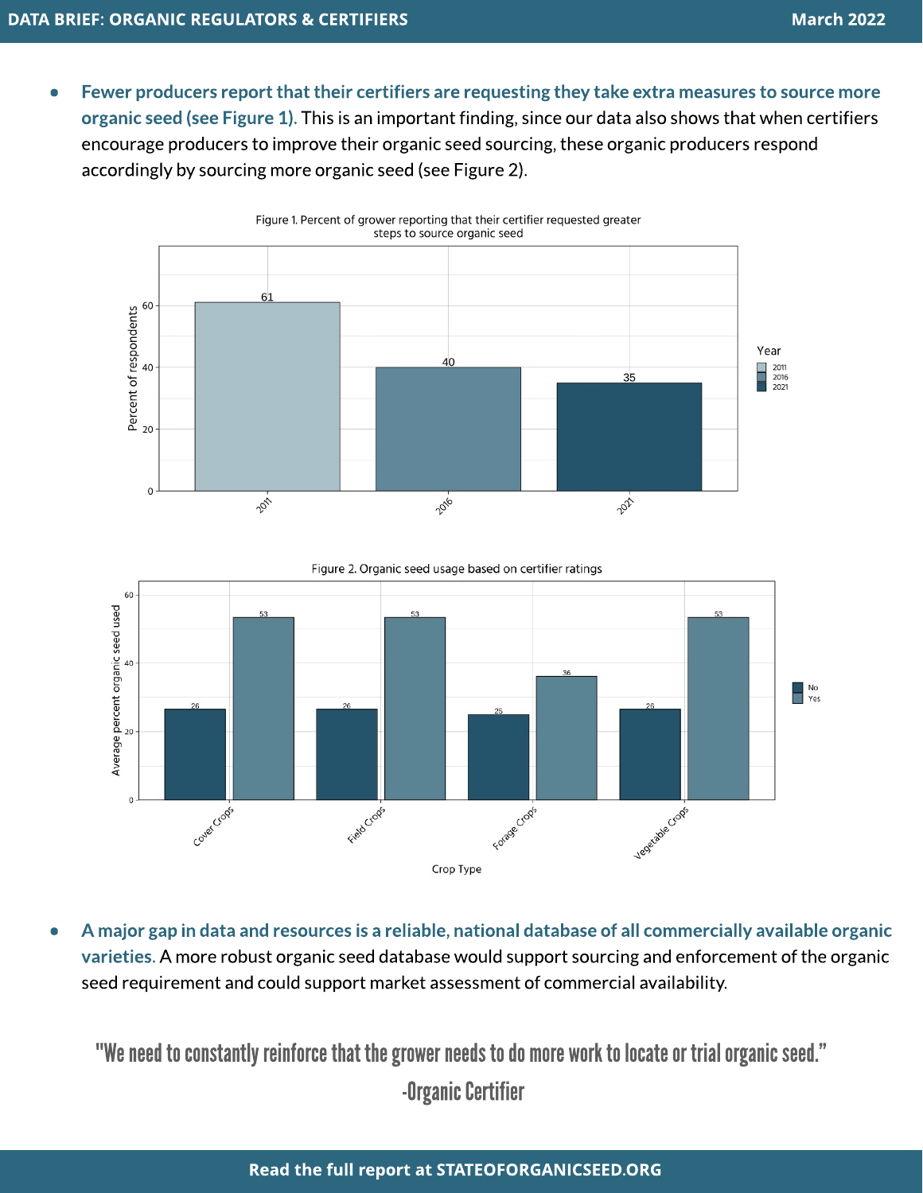- **Fewer producers report that their certifiers are requesting they take extra measures to source more organic seed (see Figure 1).** This is an important finding, since our data also shows that when certifiers encourage producers to improve their organic seed sourcing, these organic producers respond accordingly by sourcing more organic seed (see Figure 2).

Figure 1. Percent of grower reporting that their certifier requested greater steps to source organic seed

| Year | Percent of respondents |
|---|---|
| 2011 | 61 |
| 2016 | 40 |
| 2021 | 35 |

Figure 2. Organic seed usage based on certifier ratings

| Crop Type | No | Yes |
|---|---|---|
| Cover Crops | 26 | 53 |
| Field Crops | 26 | 53 |
| Forage Crops | 25 | 36 |
| Vegetable Crops | 26 | 53 |

*Values are average percent organic seed used.*

- **A major gap in data and resources is a reliable, national database of all commercially available organic varieties.** A more robust organic seed database would support sourcing and enforcement of the organic seed requirement and could support market assessment of commercial availability.

> "We need to constantly reinforce that the grower needs to do more work to locate or trial organic seed."
>
> -Organic Certifier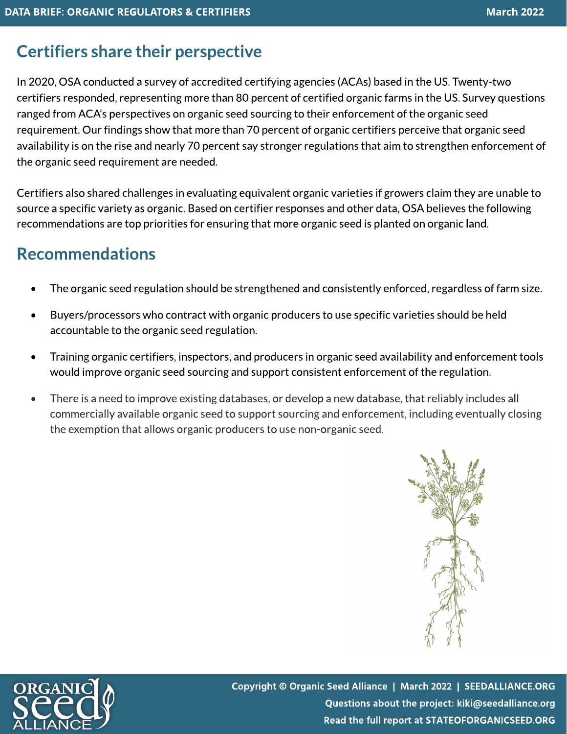## Certifiers share their perspective

In 2020, OSA conducted a survey of accredited certifying agencies (ACAs) based in the US. Twenty-two certifiers responded, representing more than 80 percent of certified organic farms in the US. Survey questions ranged from ACA's perspectives on organic seed sourcing to their enforcement of the organic seed requirement. Our findings show that more than 70 percent of organic certifiers perceive that organic seed availability is on the rise and nearly 70 percent say stronger regulations that aim to strengthen enforcement of the organic seed requirement are needed.

Certifiers also shared challenges in evaluating equivalent organic varieties if growers claim they are unable to source a specific variety as organic. Based on certifier responses and other data, OSA believes the following recommendations are top priorities for ensuring that more organic seed is planted on organic land.

## Recommendations

- The organic seed regulation should be strengthened and consistently enforced, regardless of farm size.
- Buyers/processors who contract with organic producers to use specific varieties should be held accountable to the organic seed regulation.
- Training organic certifiers, inspectors, and producers in organic seed availability and enforcement tools would improve organic seed sourcing and support consistent enforcement of the regulation.
- There is a need to improve existing databases, or develop a new database, that reliably includes all commercially available organic seed to support sourcing and enforcement, including eventually closing the exemption that allows organic producers to use non-organic seed.

Copyright © Organic Seed Alliance | March 2022 | SEEDALLIANCE.ORG
Questions about the project: kiki@seedalliance.org
Read the full report at STATEOFORGANICSEED.ORG